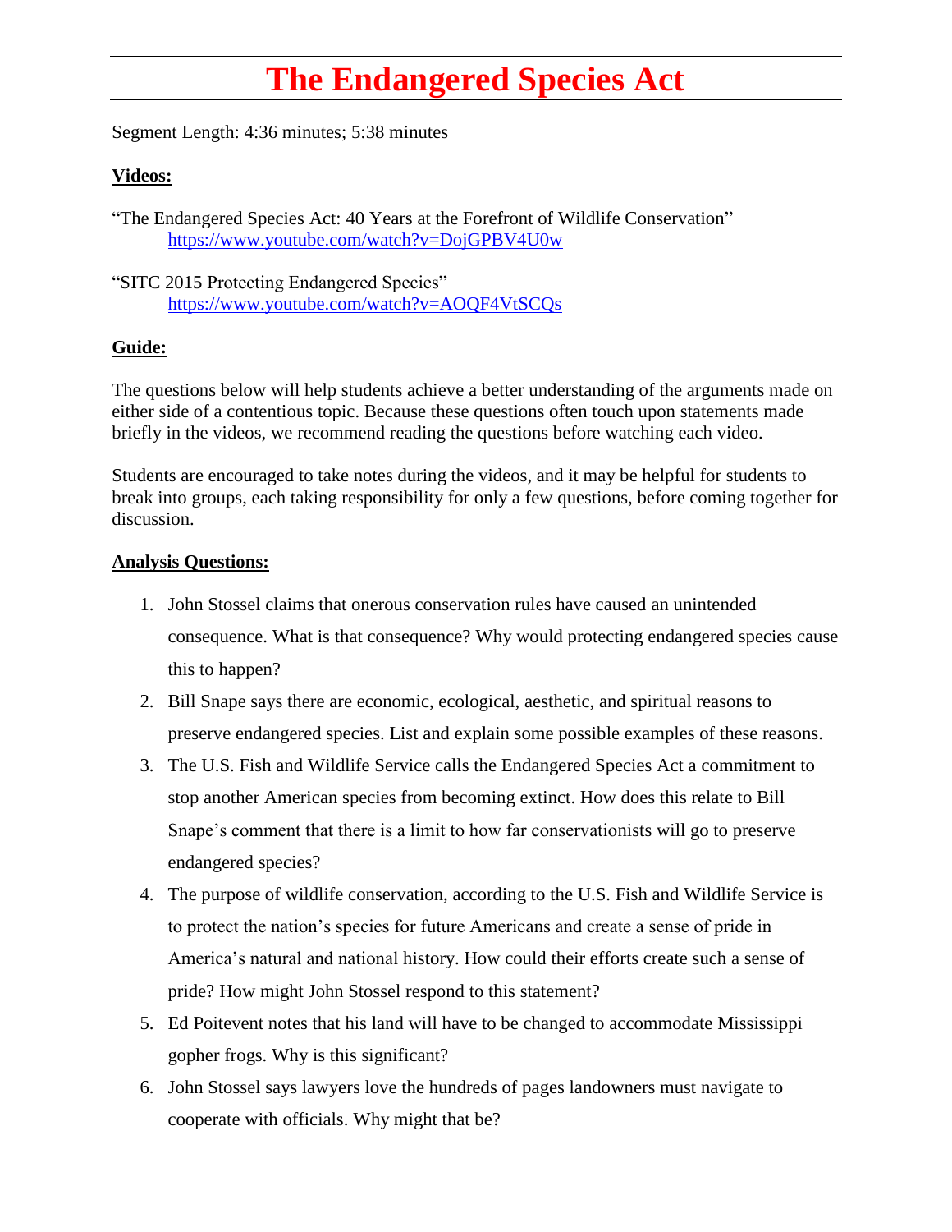# The Endangered Species Act

Segment Length: 4:36 minutes; 5:38 minutes

**Videos:**

"The Endangered Species Act: 40 Years at the Forefront of Wildlife Conservation"
https://www.youtube.com/watch?v=DojGPBV4U0w

"SITC 2015 Protecting Endangered Species"
https://www.youtube.com/watch?v=AOQF4VtSCQs

**Guide:**

The questions below will help students achieve a better understanding of the arguments made on either side of a contentious topic. Because these questions often touch upon statements made briefly in the videos, we recommend reading the questions before watching each video.

Students are encouraged to take notes during the videos, and it may be helpful for students to break into groups, each taking responsibility for only a few questions, before coming together for discussion.

**Analysis Questions:**

1. John Stossel claims that onerous conservation rules have caused an unintended consequence. What is that consequence? Why would protecting endangered species cause this to happen?
2. Bill Snape says there are economic, ecological, aesthetic, and spiritual reasons to preserve endangered species. List and explain some possible examples of these reasons.
3. The U.S. Fish and Wildlife Service calls the Endangered Species Act a commitment to stop another American species from becoming extinct. How does this relate to Bill Snape's comment that there is a limit to how far conservationists will go to preserve endangered species?
4. The purpose of wildlife conservation, according to the U.S. Fish and Wildlife Service is to protect the nation's species for future Americans and create a sense of pride in America's natural and national history. How could their efforts create such a sense of pride? How might John Stossel respond to this statement?
5. Ed Poitevent notes that his land will have to be changed to accommodate Mississippi gopher frogs. Why is this significant?
6. John Stossel says lawyers love the hundreds of pages landowners must navigate to cooperate with officials. Why might that be?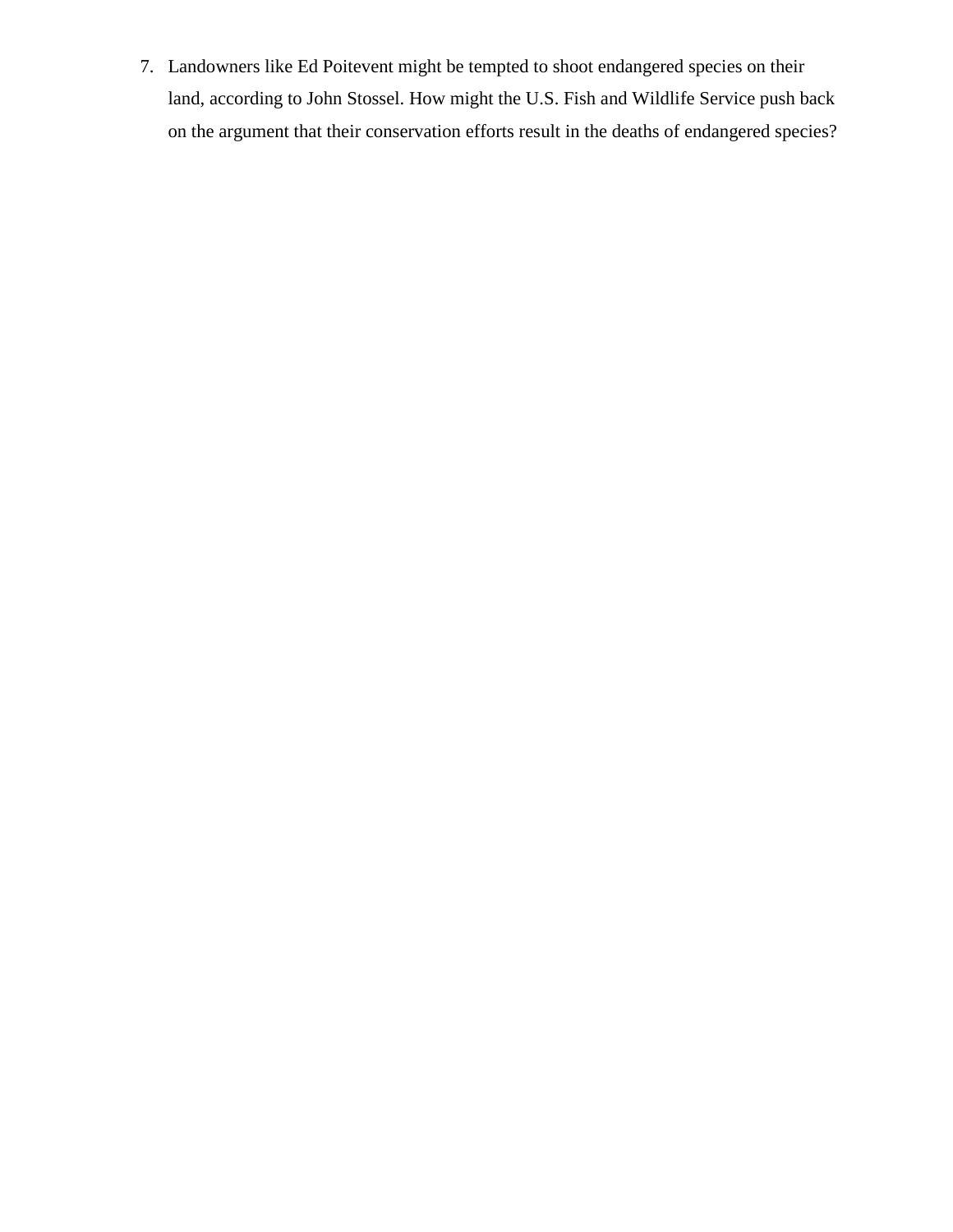7. Landowners like Ed Poitevent might be tempted to shoot endangered species on their land, according to John Stossel. How might the U.S. Fish and Wildlife Service push back on the argument that their conservation efforts result in the deaths of endangered species?